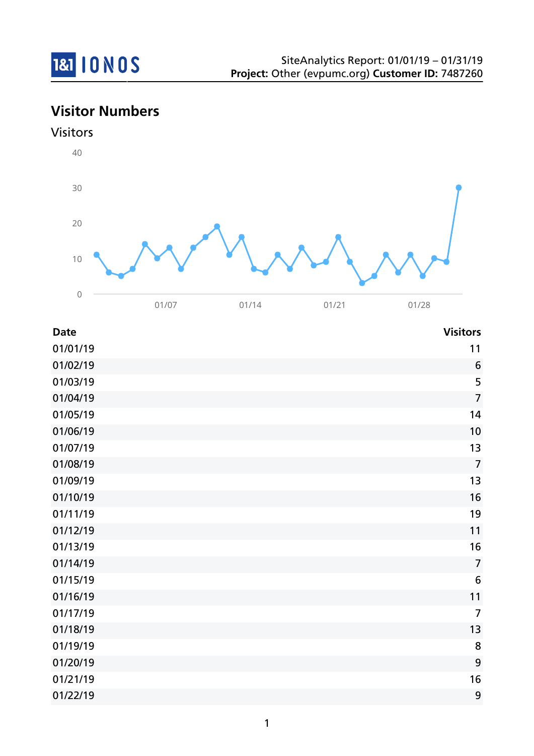SiteAnalytics Report: 01/01/19 – 01/31/19
**Project:** Other (evpumc.org) **Customer ID:** 7487260

## Visitor Numbers

### Visitors

| Date | Visitors |
|---|---|
| 01/01/19 | 11 |
| 01/02/19 | 6 |
| 01/03/19 | 5 |
| 01/04/19 | 7 |
| 01/05/19 | 14 |
| 01/06/19 | 10 |
| 01/07/19 | 13 |
| 01/08/19 | 7 |
| 01/09/19 | 13 |
| 01/10/19 | 16 |
| 01/11/19 | 19 |
| 01/12/19 | 11 |
| 01/13/19 | 16 |
| 01/14/19 | 7 |
| 01/15/19 | 6 |
| 01/16/19 | 11 |
| 01/17/19 | 7 |
| 01/18/19 | 13 |
| 01/19/19 | 8 |
| 01/20/19 | 9 |
| 01/21/19 | 16 |
| 01/22/19 | 9 |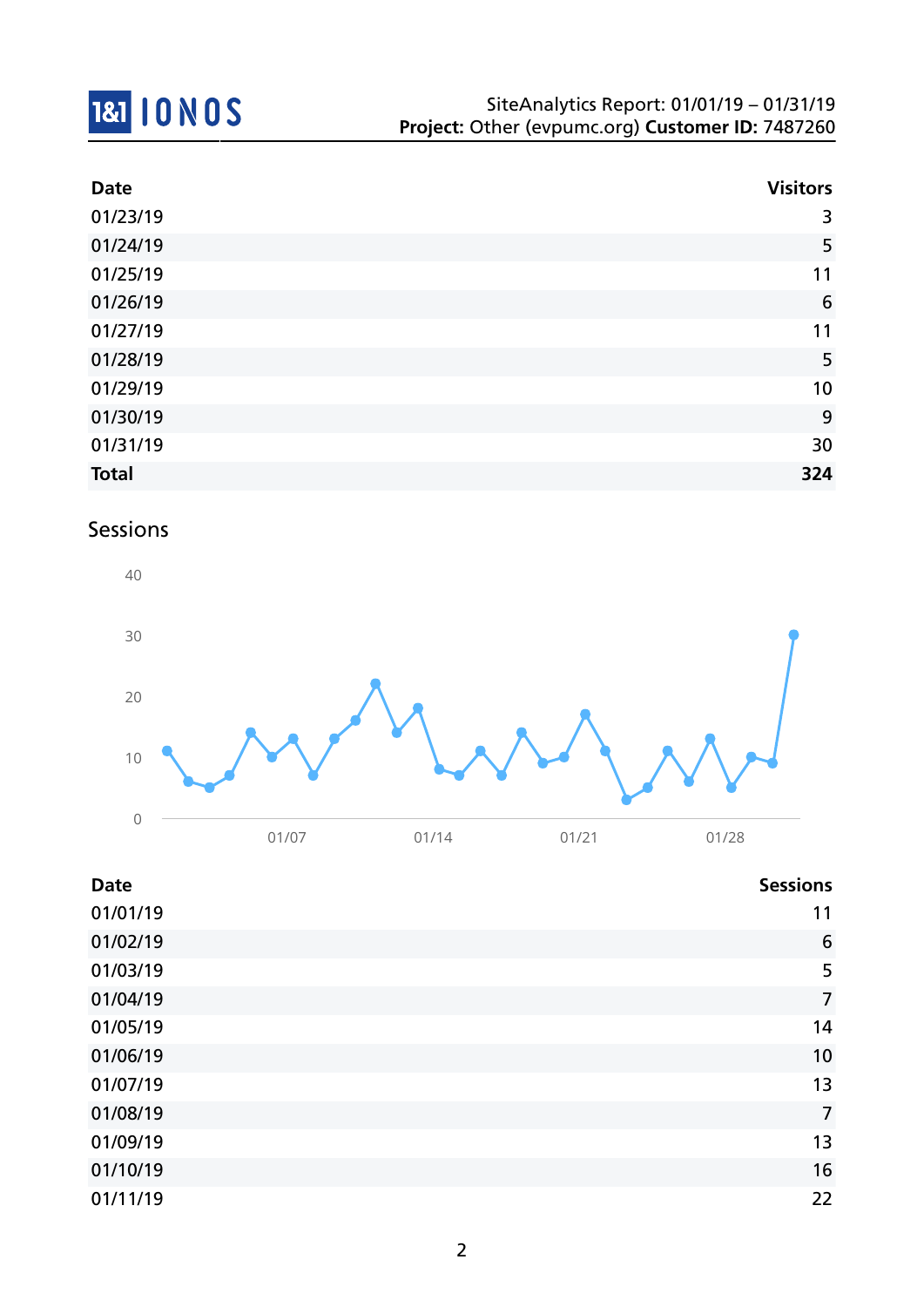| Date | Visitors |
|---|---|
| 01/23/19 | 3 |
| 01/24/19 | 5 |
| 01/25/19 | 11 |
| 01/26/19 | 6 |
| 01/27/19 | 11 |
| 01/28/19 | 5 |
| 01/29/19 | 10 |
| 01/30/19 | 9 |
| 01/31/19 | 30 |
| **Total** | **324** |

## Sessions

| Date | Sessions |
|---|---|
| 01/01/19 | 11 |
| 01/02/19 | 6 |
| 01/03/19 | 5 |
| 01/04/19 | 7 |
| 01/05/19 | 14 |
| 01/06/19 | 10 |
| 01/07/19 | 13 |
| 01/08/19 | 7 |
| 01/09/19 | 13 |
| 01/10/19 | 16 |
| 01/11/19 | 22 |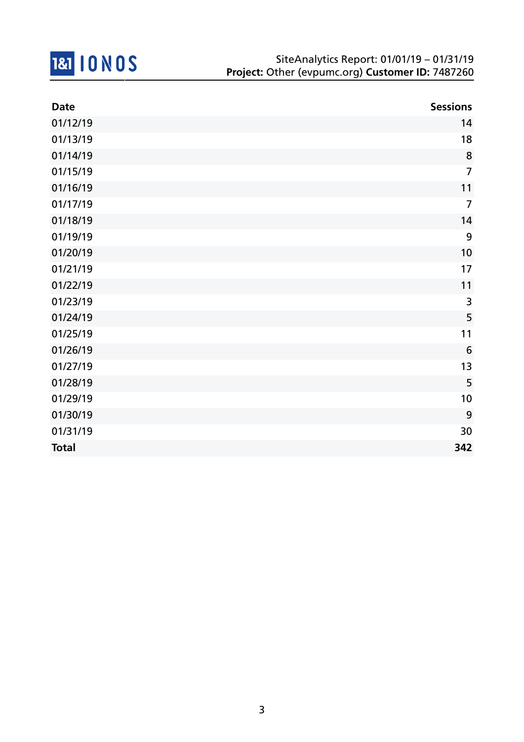SiteAnalytics Report: 01/01/19 – 01/31/19
**Project:** Other (evpumc.org) **Customer ID:** 7487260

| Date | Sessions |
| --- | ---: |
| 01/12/19 | 14 |
| 01/13/19 | 18 |
| 01/14/19 | 8 |
| 01/15/19 | 7 |
| 01/16/19 | 11 |
| 01/17/19 | 7 |
| 01/18/19 | 14 |
| 01/19/19 | 9 |
| 01/20/19 | 10 |
| 01/21/19 | 17 |
| 01/22/19 | 11 |
| 01/23/19 | 3 |
| 01/24/19 | 5 |
| 01/25/19 | 11 |
| 01/26/19 | 6 |
| 01/27/19 | 13 |
| 01/28/19 | 5 |
| 01/29/19 | 10 |
| 01/30/19 | 9 |
| 01/31/19 | 30 |
| **Total** | **342** |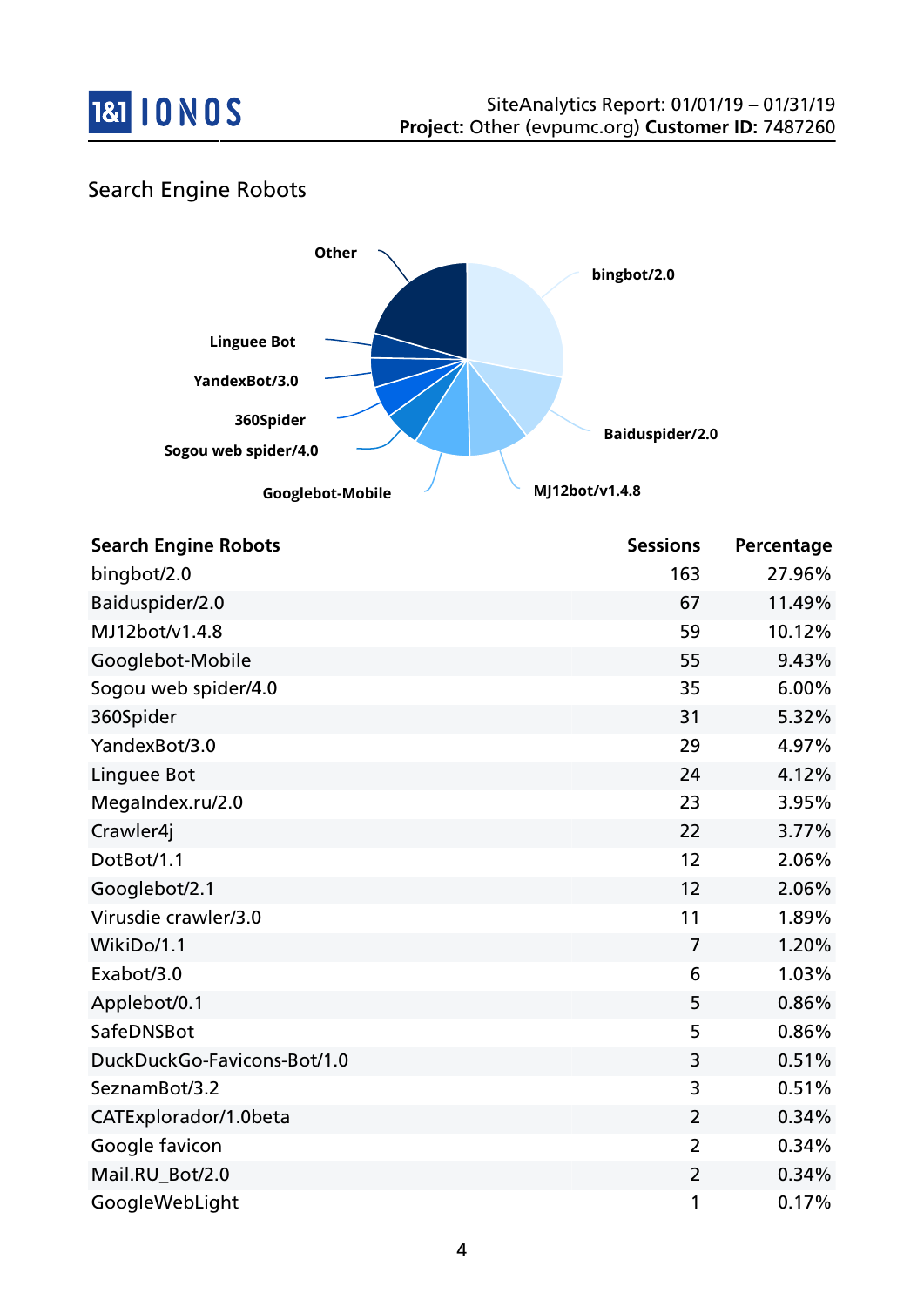## Search Engine Robots

| Search Engine Robots | Sessions | Percentage |
|---|---|---|
| bingbot/2.0 | 163 | 27.96% |
| Baiduspider/2.0 | 67 | 11.49% |
| MJ12bot/v1.4.8 | 59 | 10.12% |
| Googlebot-Mobile | 55 | 9.43% |
| Sogou web spider/4.0 | 35 | 6.00% |
| 360Spider | 31 | 5.32% |
| YandexBot/3.0 | 29 | 4.97% |
| Linguee Bot | 24 | 4.12% |
| MegaIndex.ru/2.0 | 23 | 3.95% |
| Crawler4j | 22 | 3.77% |
| DotBot/1.1 | 12 | 2.06% |
| Googlebot/2.1 | 12 | 2.06% |
| Virusdie crawler/3.0 | 11 | 1.89% |
| WikiDo/1.1 | 7 | 1.20% |
| Exabot/3.0 | 6 | 1.03% |
| Applebot/0.1 | 5 | 0.86% |
| SafeDNSBot | 5 | 0.86% |
| DuckDuckGo-Favicons-Bot/1.0 | 3 | 0.51% |
| SeznamBot/3.2 | 3 | 0.51% |
| CATExplorador/1.0beta | 2 | 0.34% |
| Google favicon | 2 | 0.34% |
| Mail.RU_Bot/2.0 | 2 | 0.34% |
| GoogleWebLight | 1 | 0.17% |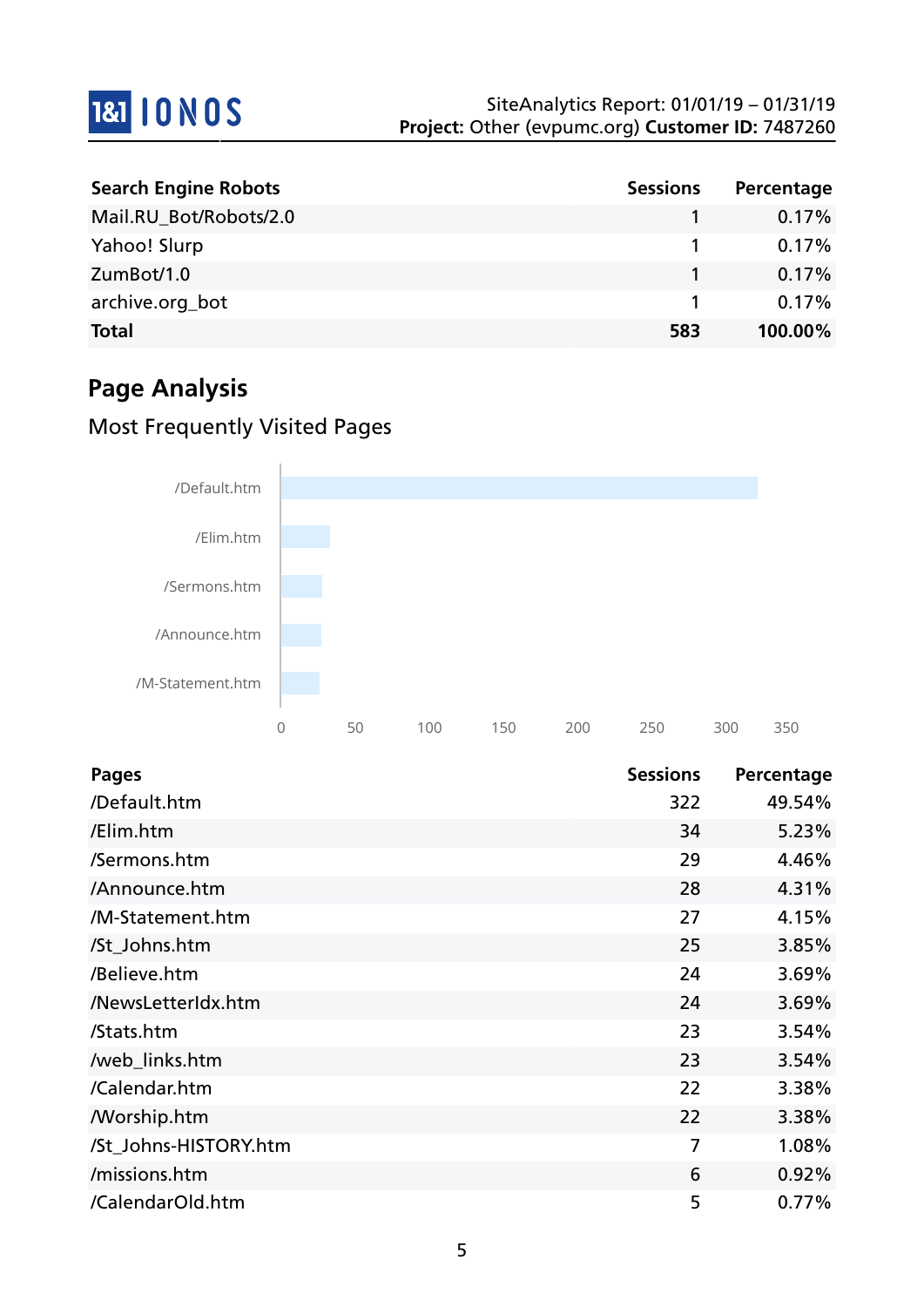| Search Engine Robots | Sessions | Percentage |
|---|---|---|
| Mail.RU_Bot/Robots/2.0 | 1 | 0.17% |
| Yahoo! Slurp | 1 | 0.17% |
| ZumBot/1.0 | 1 | 0.17% |
| archive.org_bot | 1 | 0.17% |
| **Total** | **583** | **100.00%** |

## Page Analysis

### Most Frequently Visited Pages

| Pages | Sessions | Percentage |
|---|---|---|
| /Default.htm | 322 | 49.54% |
| /Elim.htm | 34 | 5.23% |
| /Sermons.htm | 29 | 4.46% |
| /Announce.htm | 28 | 4.31% |
| /M-Statement.htm | 27 | 4.15% |
| /St_Johns.htm | 25 | 3.85% |
| /Believe.htm | 24 | 3.69% |
| /NewsLetterIdx.htm | 24 | 3.69% |
| /Stats.htm | 23 | 3.54% |
| /web_links.htm | 23 | 3.54% |
| /Calendar.htm | 22 | 3.38% |
| /Worship.htm | 22 | 3.38% |
| /St_Johns-HISTORY.htm | 7 | 1.08% |
| /missions.htm | 6 | 0.92% |
| /CalendarOld.htm | 5 | 0.77% |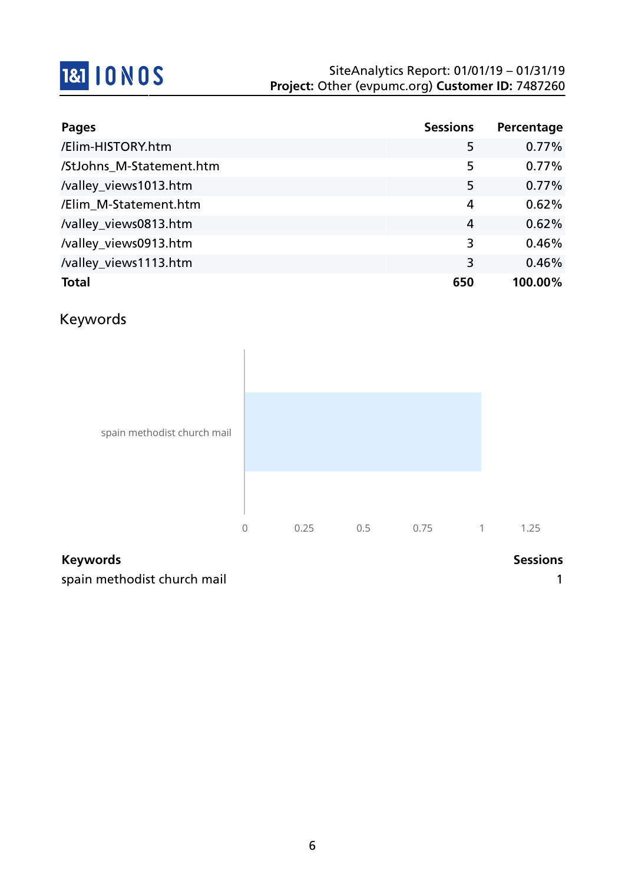| Pages | Sessions | Percentage |
|---|---|---|
| /Elim-HISTORY.htm | 5 | 0.77% |
| /StJohns_M-Statement.htm | 5 | 0.77% |
| /valley_views1013.htm | 5 | 0.77% |
| /Elim_M-Statement.htm | 4 | 0.62% |
| /valley_views0813.htm | 4 | 0.62% |
| /valley_views0913.htm | 3 | 0.46% |
| /valley_views1113.htm | 3 | 0.46% |
| **Total** | **650** | **100.00%** |

## Keywords

| Keywords | Sessions |
|---|---|
| spain methodist church mail | 1 |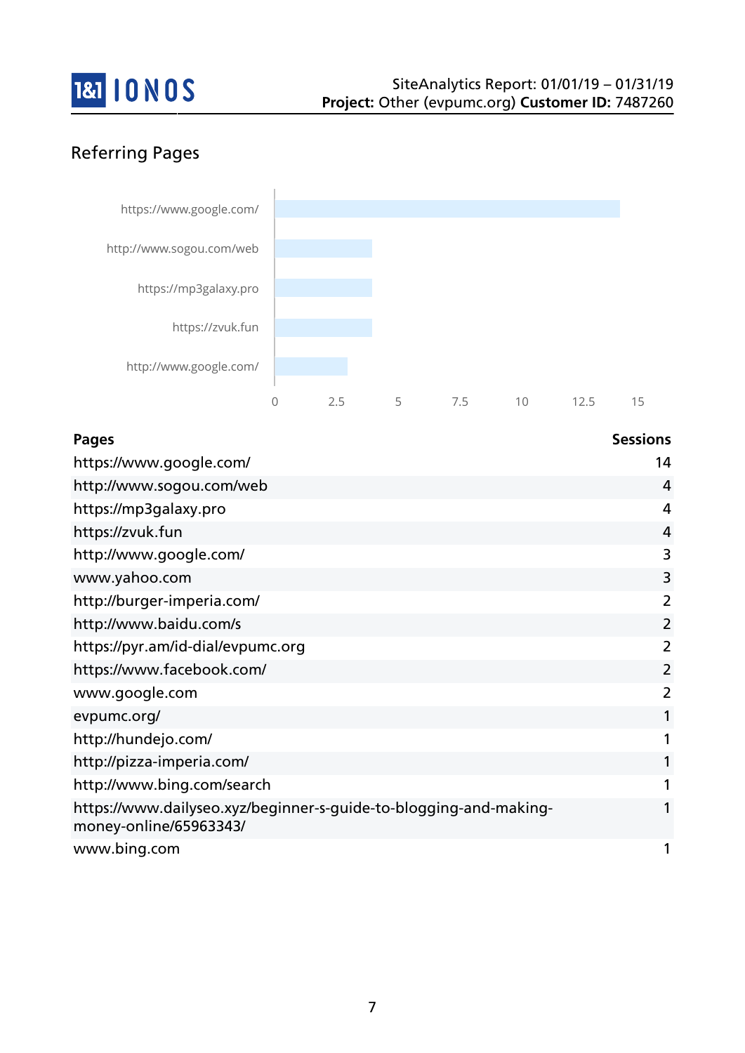## Referring Pages

| Pages | Sessions |
|---|---|
| https://www.google.com/ | 14 |
| http://www.sogou.com/web | 4 |
| https://mp3galaxy.pro | 4 |
| https://zvuk.fun | 4 |
| http://www.google.com/ | 3 |
| www.yahoo.com | 3 |
| http://burger-imperia.com/ | 2 |
| http://www.baidu.com/s | 2 |
| https://pyr.am/id-dial/evpumc.org | 2 |
| https://www.facebook.com/ | 2 |
| www.google.com | 2 |
| evpumc.org/ | 1 |
| http://hundejo.com/ | 1 |
| http://pizza-imperia.com/ | 1 |
| http://www.bing.com/search | 1 |
| https://www.dailyseo.xyz/beginner-s-guide-to-blogging-and-making-money-online/65963343/ | 1 |
| www.bing.com | 1 |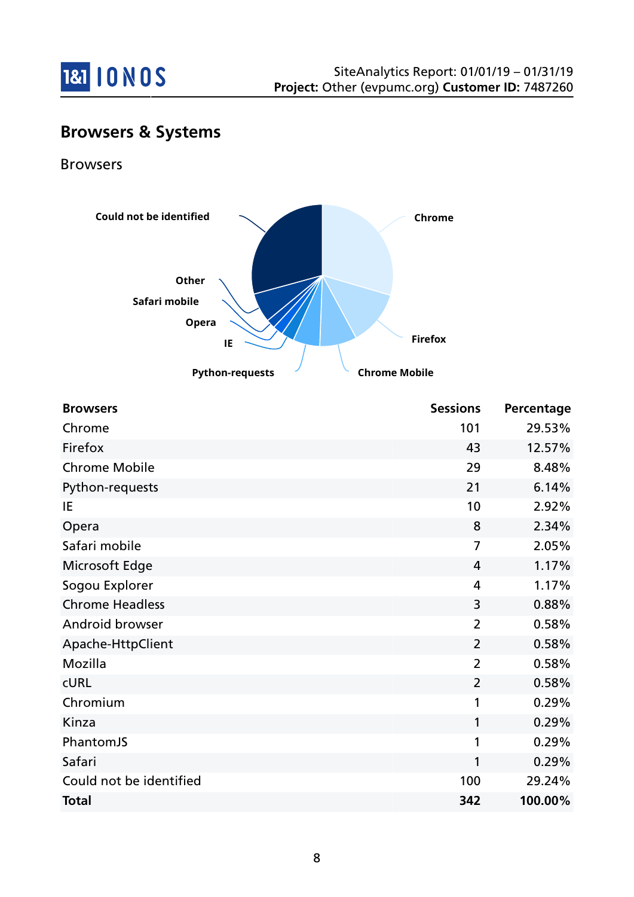## Browsers & Systems

### Browsers

| Browsers | Sessions | Percentage |
|---|---|---|
| Chrome | 101 | 29.53% |
| Firefox | 43 | 12.57% |
| Chrome Mobile | 29 | 8.48% |
| Python-requests | 21 | 6.14% |
| IE | 10 | 2.92% |
| Opera | 8 | 2.34% |
| Safari mobile | 7 | 2.05% |
| Microsoft Edge | 4 | 1.17% |
| Sogou Explorer | 4 | 1.17% |
| Chrome Headless | 3 | 0.88% |
| Android browser | 2 | 0.58% |
| Apache-HttpClient | 2 | 0.58% |
| Mozilla | 2 | 0.58% |
| cURL | 2 | 0.58% |
| Chromium | 1 | 0.29% |
| Kinza | 1 | 0.29% |
| PhantomJS | 1 | 0.29% |
| Safari | 1 | 0.29% |
| Could not be identified | 100 | 29.24% |
| **Total** | **342** | **100.00%** |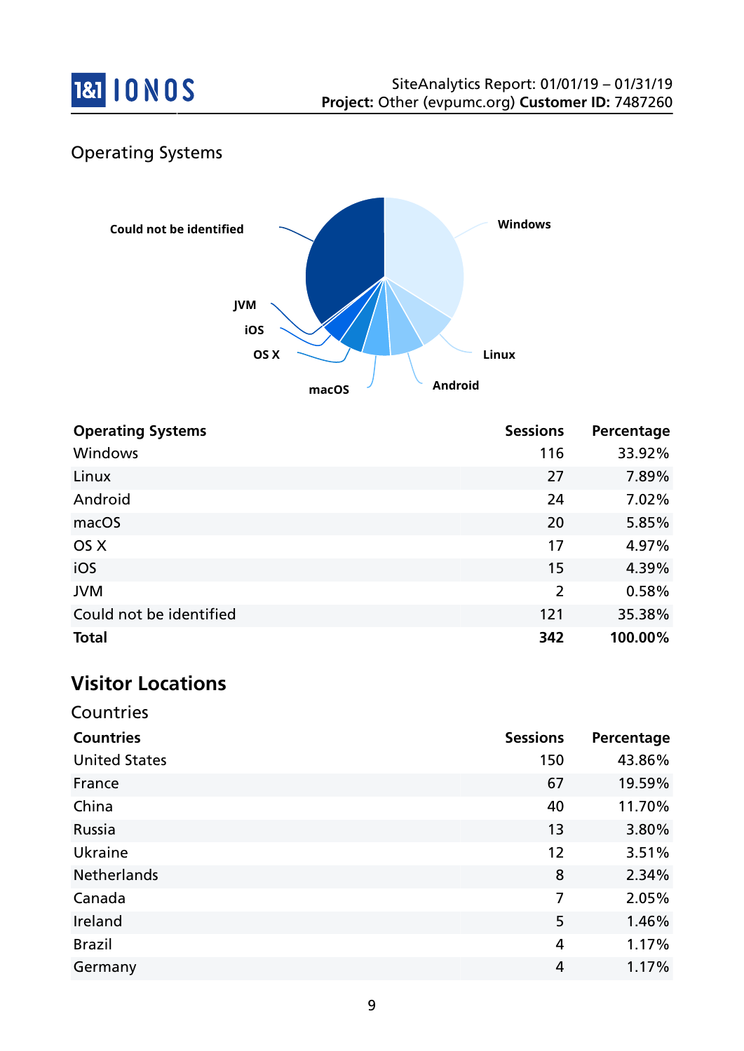Operating Systems

| Operating Systems | Sessions | Percentage |
|---|---|---|
| Windows | 116 | 33.92% |
| Linux | 27 | 7.89% |
| Android | 24 | 7.02% |
| macOS | 20 | 5.85% |
| OS X | 17 | 4.97% |
| iOS | 15 | 4.39% |
| JVM | 2 | 0.58% |
| Could not be identified | 121 | 35.38% |
| **Total** | **342** | **100.00%** |

## Visitor Locations

Countries

| Countries | Sessions | Percentage |
|---|---|---|
| United States | 150 | 43.86% |
| France | 67 | 19.59% |
| China | 40 | 11.70% |
| Russia | 13 | 3.80% |
| Ukraine | 12 | 3.51% |
| Netherlands | 8 | 2.34% |
| Canada | 7 | 2.05% |
| Ireland | 5 | 1.46% |
| Brazil | 4 | 1.17% |
| Germany | 4 | 1.17% |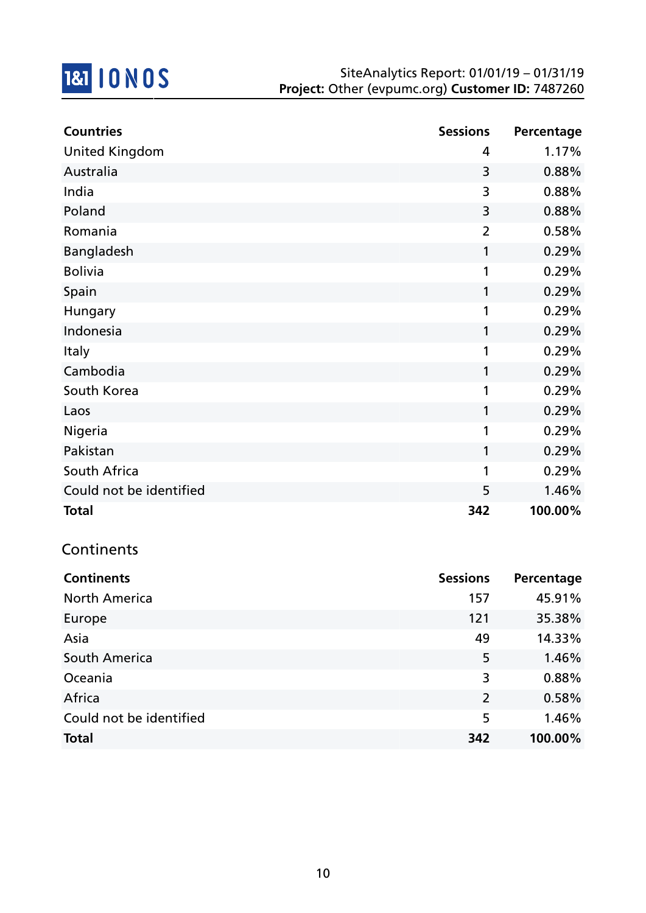| Countries | Sessions | Percentage |
|---|---|---|
| United Kingdom | 4 | 1.17% |
| Australia | 3 | 0.88% |
| India | 3 | 0.88% |
| Poland | 3 | 0.88% |
| Romania | 2 | 0.58% |
| Bangladesh | 1 | 0.29% |
| Bolivia | 1 | 0.29% |
| Spain | 1 | 0.29% |
| Hungary | 1 | 0.29% |
| Indonesia | 1 | 0.29% |
| Italy | 1 | 0.29% |
| Cambodia | 1 | 0.29% |
| South Korea | 1 | 0.29% |
| Laos | 1 | 0.29% |
| Nigeria | 1 | 0.29% |
| Pakistan | 1 | 0.29% |
| South Africa | 1 | 0.29% |
| Could not be identified | 5 | 1.46% |
| **Total** | **342** | **100.00%** |

## Continents

| Continents | Sessions | Percentage |
|---|---|---|
| North America | 157 | 45.91% |
| Europe | 121 | 35.38% |
| Asia | 49 | 14.33% |
| South America | 5 | 1.46% |
| Oceania | 3 | 0.88% |
| Africa | 2 | 0.58% |
| Could not be identified | 5 | 1.46% |
| **Total** | **342** | **100.00%** |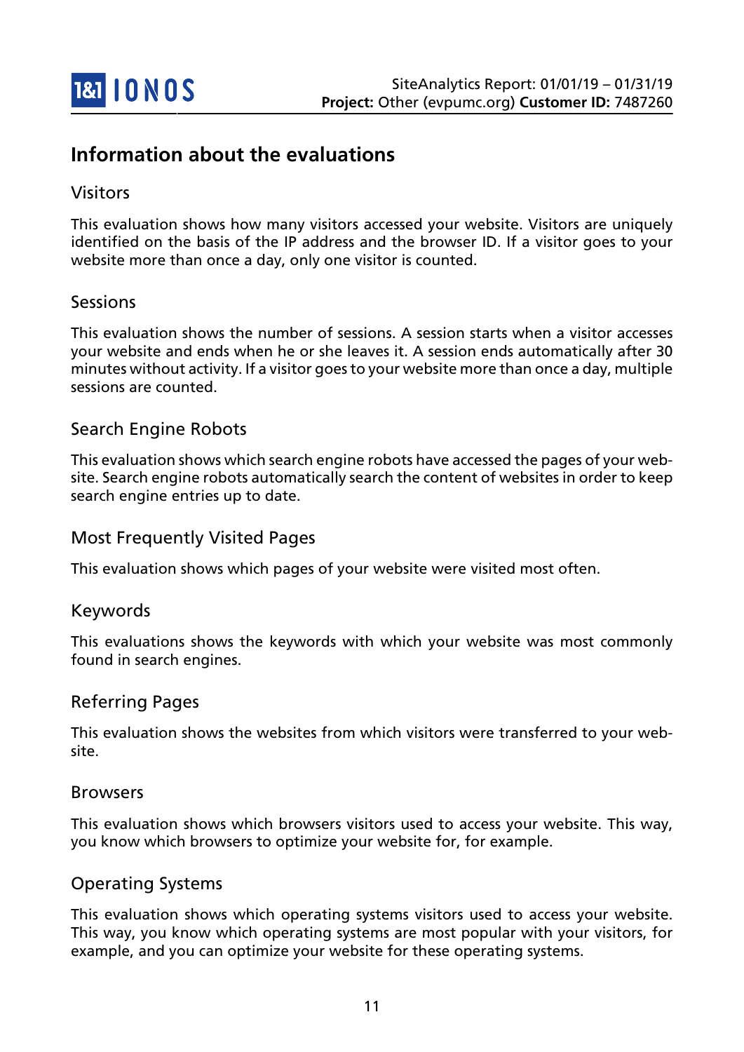# Information about the evaluations

## Visitors

This evaluation shows how many visitors accessed your website. Visitors are uniquely identified on the basis of the IP address and the browser ID. If a visitor goes to your website more than once a day, only one visitor is counted.

## Sessions

This evaluation shows the number of sessions. A session starts when a visitor accesses your website and ends when he or she leaves it. A session ends automatically after 30 minutes without activity. If a visitor goes to your website more than once a day, multiple sessions are counted.

## Search Engine Robots

This evaluation shows which search engine robots have accessed the pages of your website. Search engine robots automatically search the content of websites in order to keep search engine entries up to date.

## Most Frequently Visited Pages

This evaluation shows which pages of your website were visited most often.

## Keywords

This evaluations shows the keywords with which your website was most commonly found in search engines.

## Referring Pages

This evaluation shows the websites from which visitors were transferred to your website.

## Browsers

This evaluation shows which browsers visitors used to access your website. This way, you know which browsers to optimize your website for, for example.

## Operating Systems

This evaluation shows which operating systems visitors used to access your website. This way, you know which operating systems are most popular with your visitors, for example, and you can optimize your website for these operating systems.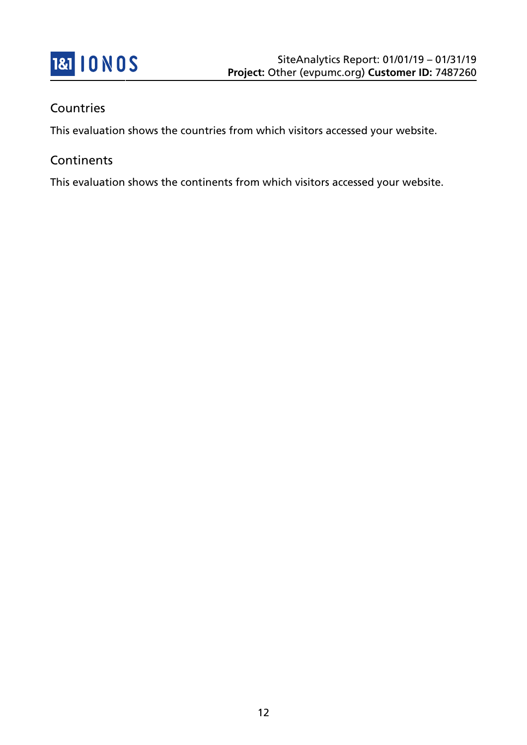## Countries

This evaluation shows the countries from which visitors accessed your website.

## Continents

This evaluation shows the continents from which visitors accessed your website.